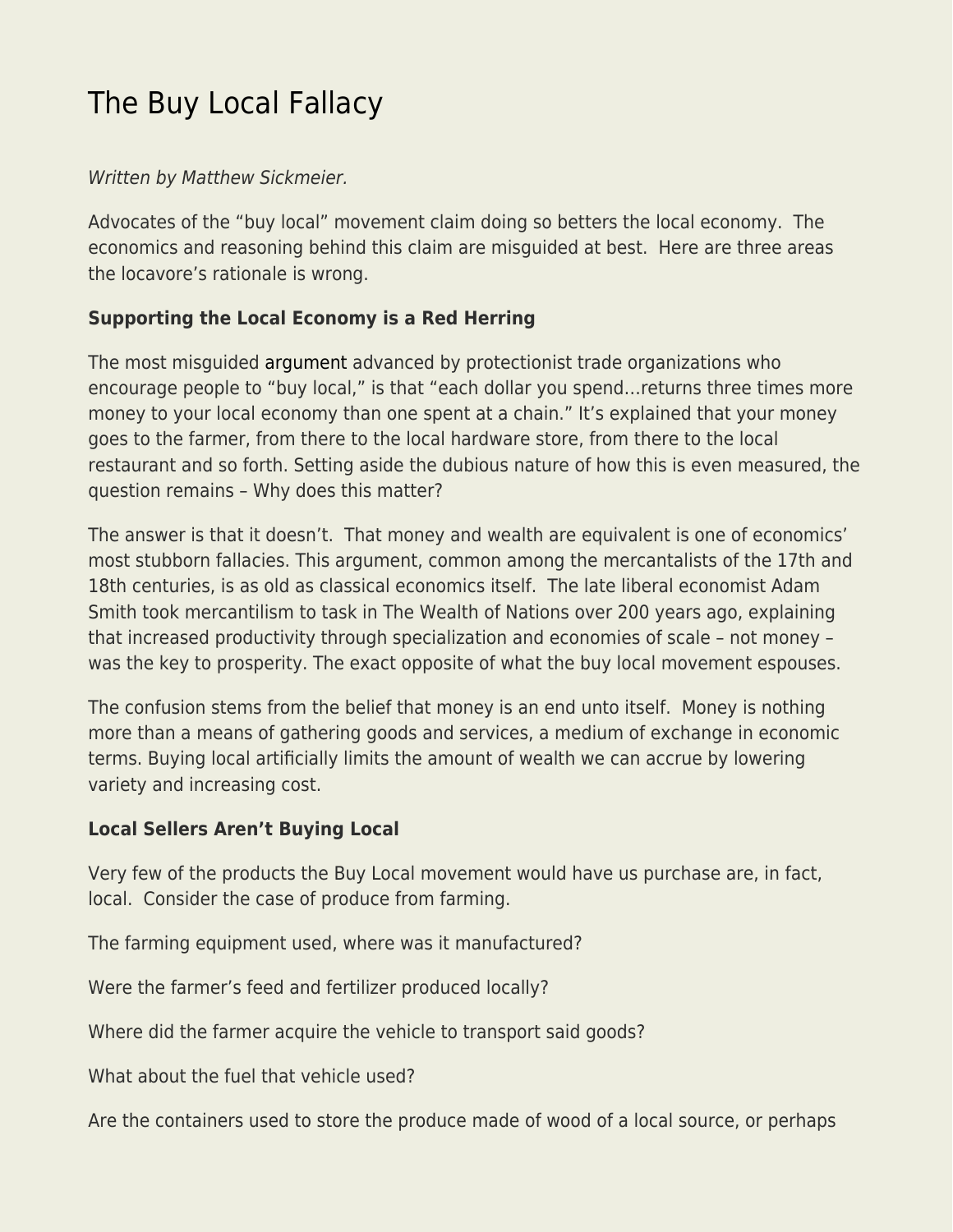# The Buy Local Fallacy

*Written by Matthew Sickmeier.*

Advocates of the "buy local" movement claim doing so betters the local economy. The economics and reasoning behind this claim are misguided at best. Here are three areas the locavore's rationale is wrong.

**Supporting the Local Economy is a Red Herring**

The most misguided argument advanced by protectionist trade organizations who encourage people to "buy local," is that "each dollar you spend…returns three times more money to your local economy than one spent at a chain." It's explained that your money goes to the farmer, from there to the local hardware store, from there to the local restaurant and so forth. Setting aside the dubious nature of how this is even measured, the question remains – Why does this matter?

The answer is that it doesn't. That money and wealth are equivalent is one of economics' most stubborn fallacies. This argument, common among the mercantalists of the 17th and 18th centuries, is as old as classical economics itself. The late liberal economist Adam Smith took mercantilism to task in The Wealth of Nations over 200 years ago, explaining that increased productivity through specialization and economies of scale – not money – was the key to prosperity. The exact opposite of what the buy local movement espouses.

The confusion stems from the belief that money is an end unto itself. Money is nothing more than a means of gathering goods and services, a medium of exchange in economic terms. Buying local artificially limits the amount of wealth we can accrue by lowering variety and increasing cost.

**Local Sellers Aren't Buying Local**

Very few of the products the Buy Local movement would have us purchase are, in fact, local. Consider the case of produce from farming.

The farming equipment used, where was it manufactured?

Were the farmer's feed and fertilizer produced locally?

Where did the farmer acquire the vehicle to transport said goods?

What about the fuel that vehicle used?

Are the containers used to store the produce made of wood of a local source, or perhaps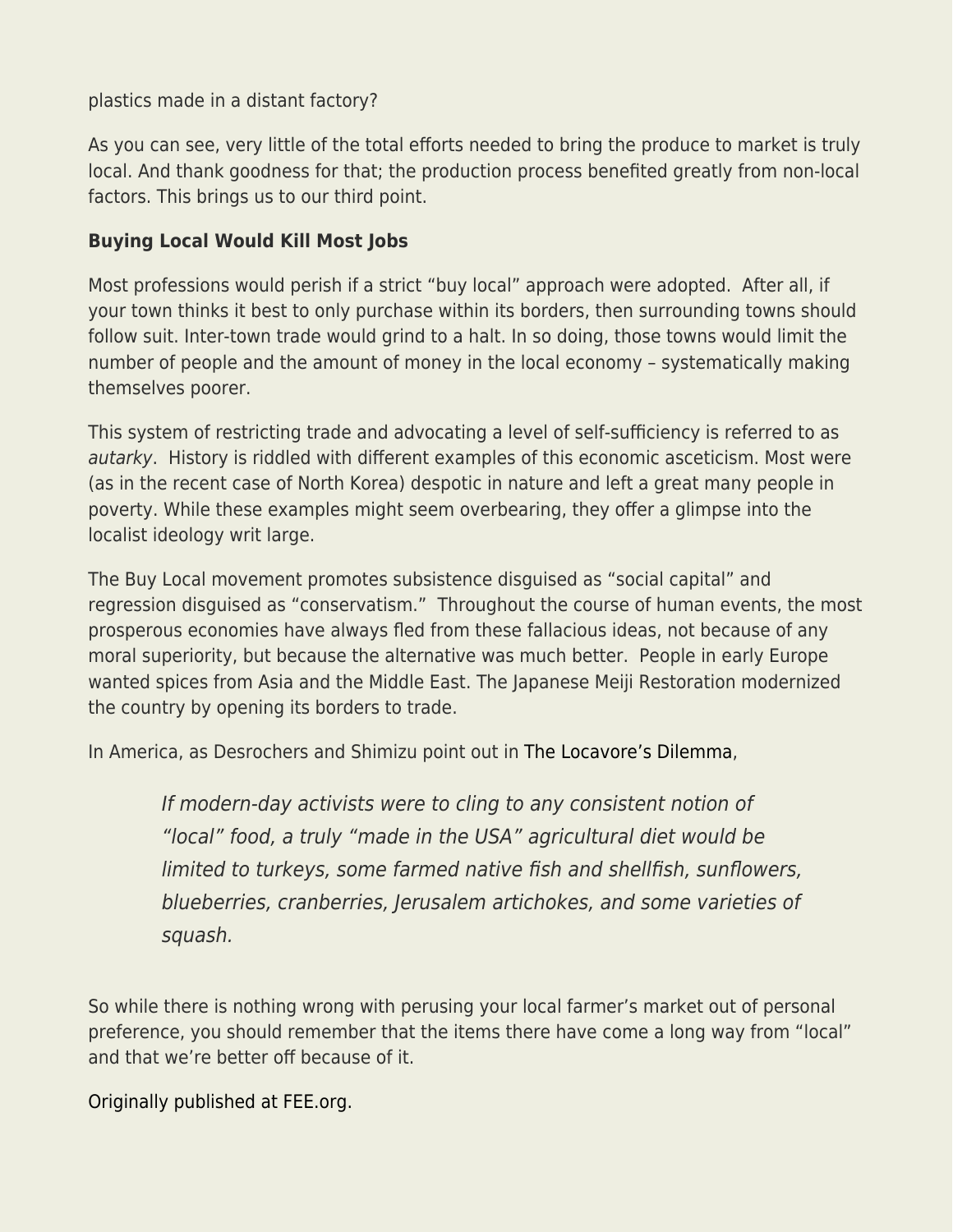plastics made in a distant factory?

As you can see, very little of the total efforts needed to bring the produce to market is truly local. And thank goodness for that; the production process benefited greatly from non-local factors. This brings us to our third point.

**Buying Local Would Kill Most Jobs**

Most professions would perish if a strict "buy local" approach were adopted. After all, if your town thinks it best to only purchase within its borders, then surrounding towns should follow suit. Inter-town trade would grind to a halt. In so doing, those towns would limit the number of people and the amount of money in the local economy – systematically making themselves poorer.

This system of restricting trade and advocating a level of self-sufficiency is referred to as *autarky*. History is riddled with different examples of this economic asceticism. Most were (as in the recent case of North Korea) despotic in nature and left a great many people in poverty. While these examples might seem overbearing, they offer a glimpse into the localist ideology writ large.

The Buy Local movement promotes subsistence disguised as "social capital" and regression disguised as "conservatism." Throughout the course of human events, the most prosperous economies have always fled from these fallacious ideas, not because of any moral superiority, but because the alternative was much better. People in early Europe wanted spices from Asia and the Middle East. The Japanese Meiji Restoration modernized the country by opening its borders to trade.

In America, as Desrochers and Shimizu point out in The Locavore's Dilemma,

> *If modern-day activists were to cling to any consistent notion of "local" food, a truly "made in the USA" agricultural diet would be limited to turkeys, some farmed native fish and shellfish, sunflowers, blueberries, cranberries, Jerusalem artichokes, and some varieties of squash.*

So while there is nothing wrong with perusing your local farmer's market out of personal preference, you should remember that the items there have come a long way from "local" and that we're better off because of it.

Originally published at FEE.org.